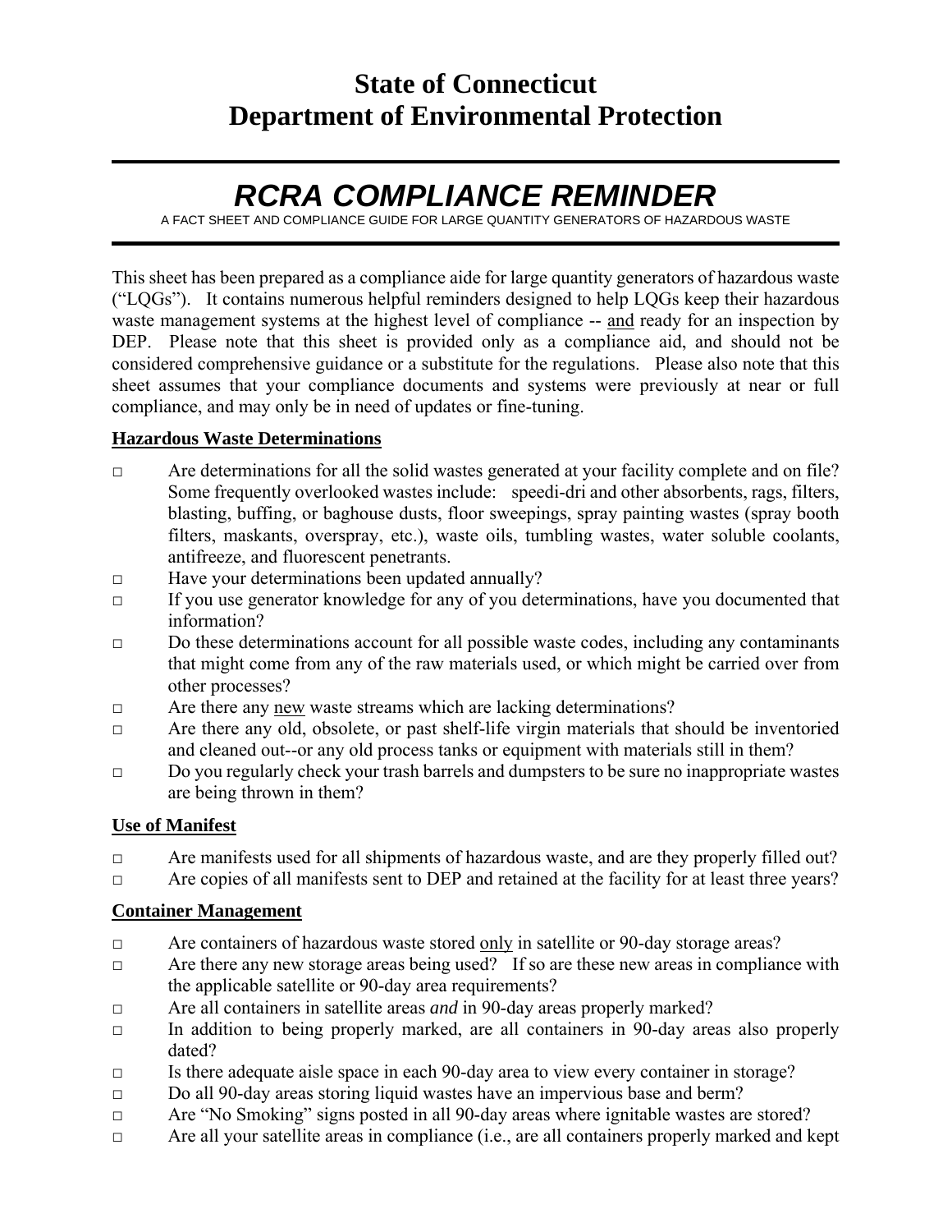# State of Connecticut
# Department of Environmental Protection

---

## *RCRA COMPLIANCE REMINDER*

A FACT SHEET AND COMPLIANCE GUIDE FOR LARGE QUANTITY GENERATORS OF HAZARDOUS WASTE

---

This sheet has been prepared as a compliance aide for large quantity generators of hazardous waste ("LQGs"). It contains numerous helpful reminders designed to help LQGs keep their hazardous waste management systems at the highest level of compliance -- <u>and</u> ready for an inspection by DEP. Please note that this sheet is provided only as a compliance aid, and should not be considered comprehensive guidance or a substitute for the regulations. Please also note that this sheet assumes that your compliance documents and systems were previously at near or full compliance, and may only be in need of updates or fine-tuning.

### <u>Hazardous Waste Determinations</u>

- □ Are determinations for all the solid wastes generated at your facility complete and on file? Some frequently overlooked wastes include: speedi-dri and other absorbents, rags, filters, blasting, buffing, or baghouse dusts, floor sweepings, spray painting wastes (spray booth filters, maskants, overspray, etc.), waste oils, tumbling wastes, water soluble coolants, antifreeze, and fluorescent penetrants.
- □ Have your determinations been updated annually?
- □ If you use generator knowledge for any of you determinations, have you documented that information?
- □ Do these determinations account for all possible waste codes, including any contaminants that might come from any of the raw materials used, or which might be carried over from other processes?
- □ Are there any <u>new</u> waste streams which are lacking determinations?
- □ Are there any old, obsolete, or past shelf-life virgin materials that should be inventoried and cleaned out--or any old process tanks or equipment with materials still in them?
- □ Do you regularly check your trash barrels and dumpsters to be sure no inappropriate wastes are being thrown in them?

### <u>Use of Manifest</u>

- □ Are manifests used for all shipments of hazardous waste, and are they properly filled out?
- □ Are copies of all manifests sent to DEP and retained at the facility for at least three years?

### <u>Container Management</u>

- □ Are containers of hazardous waste stored <u>only</u> in satellite or 90-day storage areas?
- □ Are there any new storage areas being used? If so are these new areas in compliance with the applicable satellite or 90-day area requirements?
- □ Are all containers in satellite areas *and* in 90-day areas properly marked?
- □ In addition to being properly marked, are all containers in 90-day areas also properly dated?
- □ Is there adequate aisle space in each 90-day area to view every container in storage?
- □ Do all 90-day areas storing liquid wastes have an impervious base and berm?
- □ Are "No Smoking" signs posted in all 90-day areas where ignitable wastes are stored?
- □ Are all your satellite areas in compliance (i.e., are all containers properly marked and kept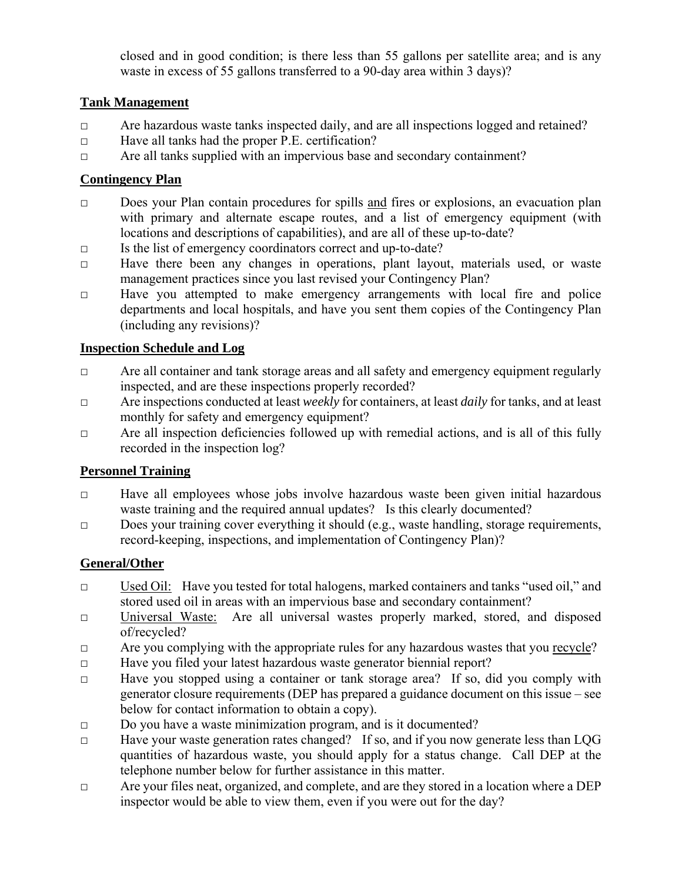closed and in good condition; is there less than 55 gallons per satellite area; and is any waste in excess of 55 gallons transferred to a 90-day area within 3 days)?

## Tank Management

- □ Are hazardous waste tanks inspected daily, and are all inspections logged and retained?
- □ Have all tanks had the proper P.E. certification?
- □ Are all tanks supplied with an impervious base and secondary containment?

## Contingency Plan

- □ Does your Plan contain procedures for spills <u>and</u> fires or explosions, an evacuation plan with primary and alternate escape routes, and a list of emergency equipment (with locations and descriptions of capabilities), and are all of these up-to-date?
- □ Is the list of emergency coordinators correct and up-to-date?
- □ Have there been any changes in operations, plant layout, materials used, or waste management practices since you last revised your Contingency Plan?
- □ Have you attempted to make emergency arrangements with local fire and police departments and local hospitals, and have you sent them copies of the Contingency Plan (including any revisions)?

## Inspection Schedule and Log

- □ Are all container and tank storage areas and all safety and emergency equipment regularly inspected, and are these inspections properly recorded?
- □ Are inspections conducted at least *weekly* for containers, at least *daily* for tanks, and at least monthly for safety and emergency equipment?
- □ Are all inspection deficiencies followed up with remedial actions, and is all of this fully recorded in the inspection log?

## Personnel Training

- □ Have all employees whose jobs involve hazardous waste been given initial hazardous waste training and the required annual updates? Is this clearly documented?
- □ Does your training cover everything it should (e.g., waste handling, storage requirements, record-keeping, inspections, and implementation of Contingency Plan)?

## General/Other

- □ <u>Used Oil:</u> Have you tested for total halogens, marked containers and tanks "used oil," and stored used oil in areas with an impervious base and secondary containment?
- □ <u>Universal Waste:</u> Are all universal wastes properly marked, stored, and disposed of/recycled?
- □ Are you complying with the appropriate rules for any hazardous wastes that you <u>recycle</u>?
- □ Have you filed your latest hazardous waste generator biennial report?
- □ Have you stopped using a container or tank storage area? If so, did you comply with generator closure requirements (DEP has prepared a guidance document on this issue – see below for contact information to obtain a copy).
- □ Do you have a waste minimization program, and is it documented?
- □ Have your waste generation rates changed? If so, and if you now generate less than LQG quantities of hazardous waste, you should apply for a status change. Call DEP at the telephone number below for further assistance in this matter.
- □ Are your files neat, organized, and complete, and are they stored in a location where a DEP inspector would be able to view them, even if you were out for the day?